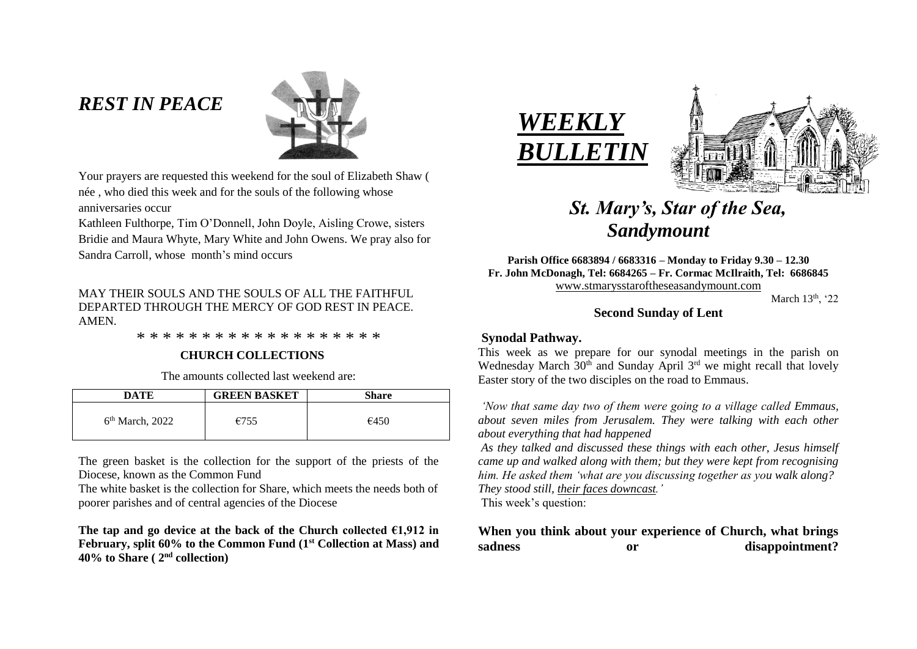## *REST IN PEACE*

Your prayers are requested this weekend for the soul of Elizabeth Shaw ( née , who died this week and for the souls of the following whose anniversaries occur

Kathleen Fulthorpe, Tim O'Donnell, John Doyle, Aisling Crowe, sisters Bridie and Maura Whyte, Mary White and John Owens. We pray also for Sandra Carroll, whose month's mind occurs

MAY THEIR SOULS AND THE SOULS OF ALL THE FAITHFUL DEPARTED THROUGH THE MERCY OF GOD REST IN PEACE. AMEN.

* * * * * * * * * * * * * * * * * * *

**CHURCH COLLECTIONS**

The amounts collected last weekend are:

| DATE | GREEN BASKET | Share |
|---|---|---|
| 6th March, 2022 | €755 | €450 |

The green basket is the collection for the support of the priests of the Diocese, known as the Common Fund

The white basket is the collection for Share, which meets the needs both of poorer parishes and of central agencies of the Diocese

**The tap and go device at the back of the Church collected €1,912 in February, split 60% to the Common Fund (1st Collection at Mass) and 40% to Share ( 2nd collection)**

# *WEEKLY BULLETIN*

## *St. Mary's, Star of the Sea, Sandymount*

**Parish Office 6683894 / 6683316 – Monday to Friday 9.30 – 12.30**
**Fr. John McDonagh, Tel: 6684265 – Fr. Cormac McIlraith, Tel: 6686845**
www.stmarysstaroftheseasandymount.com

March 13th, '22

**Second Sunday of Lent**

**Synodal Pathway.**

This week as we prepare for our synodal meetings in the parish on Wednesday March 30th and Sunday April 3rd we might recall that lovely Easter story of the two disciples on the road to Emmaus.

*'Now that same day two of them were going to a village called Emmaus, about seven miles from Jerusalem. They were talking with each other about everything that had happened*

*As they talked and discussed these things with each other, Jesus himself came up and walked along with them; but they were kept from recognising him. He asked them 'what are you discussing together as you walk along? They stood still, their faces downcast.'*

This week's question:

**When you think about your experience of Church, what brings sadness or disappointment?**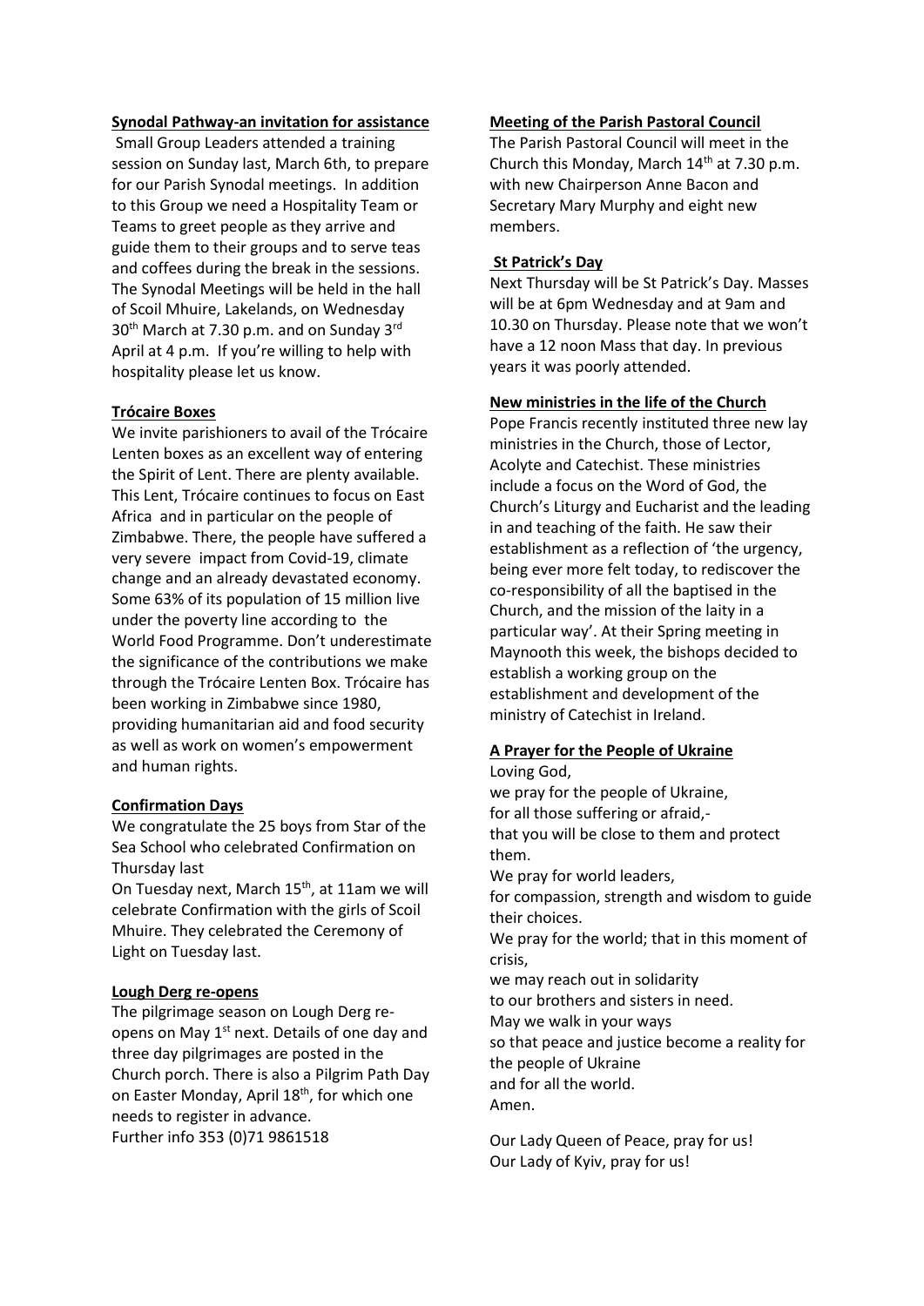## Synodal Pathway-an invitation for assistance

Small Group Leaders attended a training session on Sunday last, March 6th, to prepare for our Parish Synodal meetings. In addition to this Group we need a Hospitality Team or Teams to greet people as they arrive and guide them to their groups and to serve teas and coffees during the break in the sessions. The Synodal Meetings will be held in the hall of Scoil Mhuire, Lakelands, on Wednesday 30th March at 7.30 p.m. and on Sunday 3rd April at 4 p.m. If you're willing to help with hospitality please let us know.

## Trócaire Boxes

We invite parishioners to avail of the Trócaire Lenten boxes as an excellent way of entering the Spirit of Lent. There are plenty available. This Lent, Trócaire continues to focus on East Africa and in particular on the people of Zimbabwe. There, the people have suffered a very severe impact from Covid-19, climate change and an already devastated economy. Some 63% of its population of 15 million live under the poverty line according to the World Food Programme. Don't underestimate the significance of the contributions we make through the Trócaire Lenten Box. Trócaire has been working in Zimbabwe since 1980, providing humanitarian aid and food security as well as work on women's empowerment and human rights.

## Confirmation Days

We congratulate the 25 boys from Star of the Sea School who celebrated Confirmation on Thursday last

On Tuesday next, March 15th, at 11am we will celebrate Confirmation with the girls of Scoil Mhuire. They celebrated the Ceremony of Light on Tuesday last.

## Lough Derg re-opens

The pilgrimage season on Lough Derg re-opens on May 1st next. Details of one day and three day pilgrimages are posted in the Church porch. There is also a Pilgrim Path Day on Easter Monday, April 18th, for which one needs to register in advance.
Further info 353 (0)71 9861518

## Meeting of the Parish Pastoral Council

The Parish Pastoral Council will meet in the Church this Monday, March 14th at 7.30 p.m. with new Chairperson Anne Bacon and Secretary Mary Murphy and eight new members.

## St Patrick's Day

Next Thursday will be St Patrick's Day. Masses will be at 6pm Wednesday and at 9am and 10.30 on Thursday. Please note that we won't have a 12 noon Mass that day. In previous years it was poorly attended.

## New ministries in the life of the Church

Pope Francis recently instituted three new lay ministries in the Church, those of Lector, Acolyte and Catechist. These ministries include a focus on the Word of God, the Church's Liturgy and Eucharist and the leading in and teaching of the faith. He saw their establishment as a reflection of 'the urgency, being ever more felt today, to rediscover the co-responsibility of all the baptised in the Church, and the mission of the laity in a particular way'. At their Spring meeting in Maynooth this week, the bishops decided to establish a working group on the establishment and development of the ministry of Catechist in Ireland.

## A Prayer for the People of Ukraine

Loving God,
we pray for the people of Ukraine,
for all those suffering or afraid,-
that you will be close to them and protect them.
We pray for world leaders,
for compassion, strength and wisdom to guide their choices.
We pray for the world; that in this moment of crisis,
we may reach out in solidarity
to our brothers and sisters in need.
May we walk in your ways
so that peace and justice become a reality for the people of Ukraine
and for all the world.
Amen.

Our Lady Queen of Peace, pray for us!
Our Lady of Kyiv, pray for us!